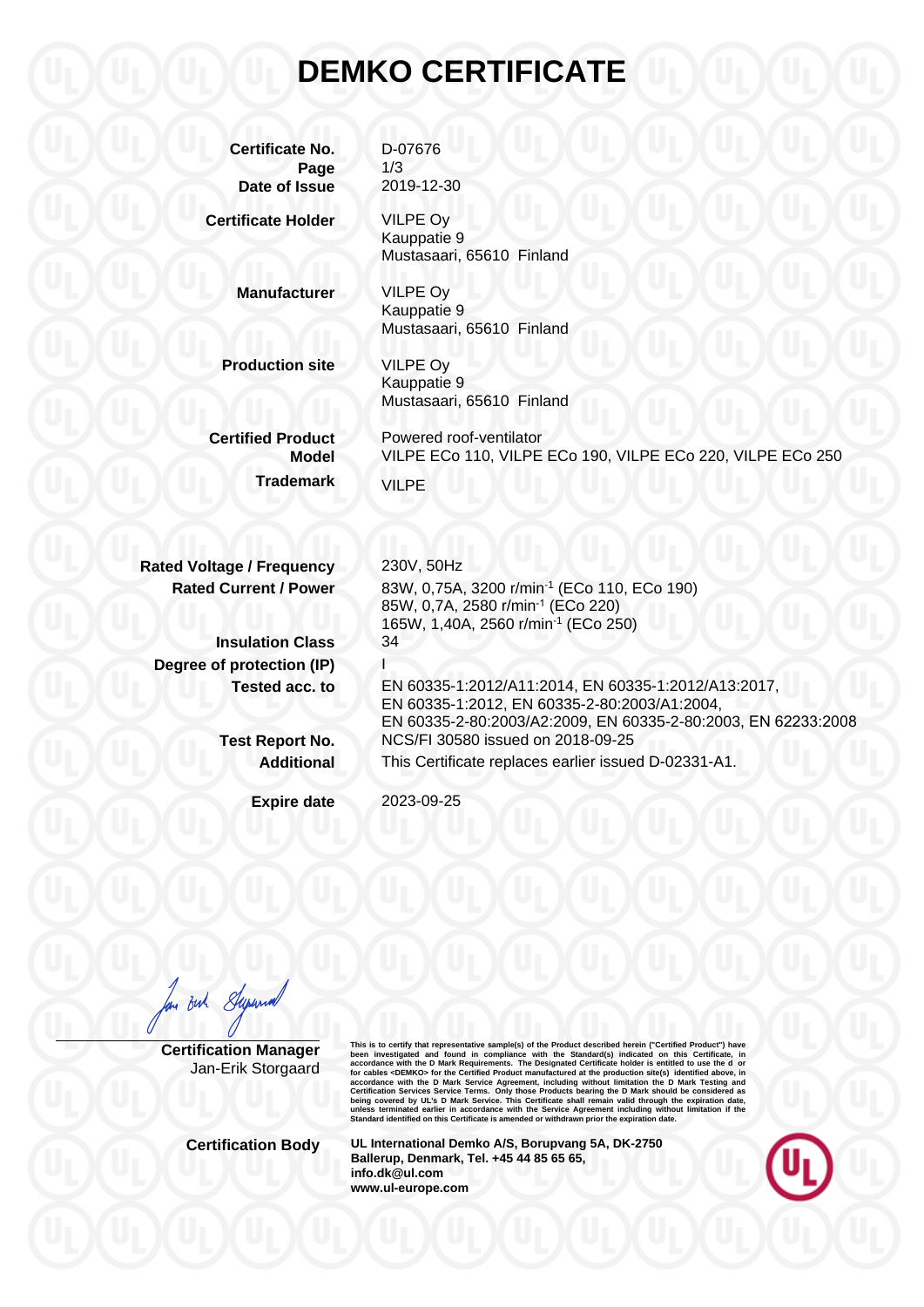# DEMKO CERTIFICATE

| | |
|---|---|
| **Certificate No.** | D-07676 |
| **Page** | 1/3 |
| **Date of Issue** | 2019-12-30 |
| **Certificate Holder** | VILPE Oy<br>Kauppatie 9<br>Mustasaari, 65610 Finland |
| **Manufacturer** | VILPE Oy<br>Kauppatie 9<br>Mustasaari, 65610 Finland |
| **Production site** | VILPE Oy<br>Kauppatie 9<br>Mustasaari, 65610 Finland |
| **Certified Product** | Powered roof-ventilator |
| **Model** | VILPE ECo 110, VILPE ECo 190, VILPE ECo 220, VILPE ECo 250 |
| **Trademark** | VILPE |
| **Rated Voltage / Frequency** | 230V, 50Hz |
| **Rated Current / Power** | 83W, 0,75A, 3200 r/min$^{-1}$ (ECo 110, ECo 190)<br>85W, 0,7A, 2580 r/min$^{-1}$ (ECo 220)<br>165W, 1,40A, 2560 r/min$^{-1}$ (ECo 250) |
| **Insulation Class** | 34 |
| **Degree of protection (IP)** | I |
| **Tested acc. to** | EN 60335-1:2012/A11:2014, EN 60335-1:2012/A13:2017, EN 60335-1:2012, EN 60335-2-80:2003/A1:2004, EN 60335-2-80:2003/A2:2009, EN 60335-2-80:2003, EN 62233:2008 |
| **Test Report No.** | NCS/FI 30580 issued on 2018-09-25 |
| **Additional** | This Certificate replaces earlier issued D-02331-A1. |
| **Expire date** | 2023-09-25 |

**Certification Manager**
Jan-Erik Storgaard

This is to certify that representative sample(s) of the Product described herein ("Certified Product") have been investigated and found in compliance with the Standard(s) indicated on this Certificate, in accordance with the D Mark Requirements. The Designated Certificate holder is entitled to use the d or for cables <DEMKO> for the Certified Product manufactured at the production site(s) identified above, in accordance with the D Mark Service Agreement, including without limitation the D Mark Testing and Certification Services Service Terms. Only those Products bearing the D Mark should be considered as being covered by UL's D Mark Service. This Certificate shall remain valid through the expiration date, unless terminated earlier in accordance with the Service Agreement including without limitation if the Standard identified on this Certificate is amended or withdrawn prior the expiration date.

**Certification Body**

**UL International Demko A/S, Borupvang 5A, DK-2750 Ballerup, Denmark, Tel. +45 44 85 65 65, info.dk@ul.com www.ul-europe.com**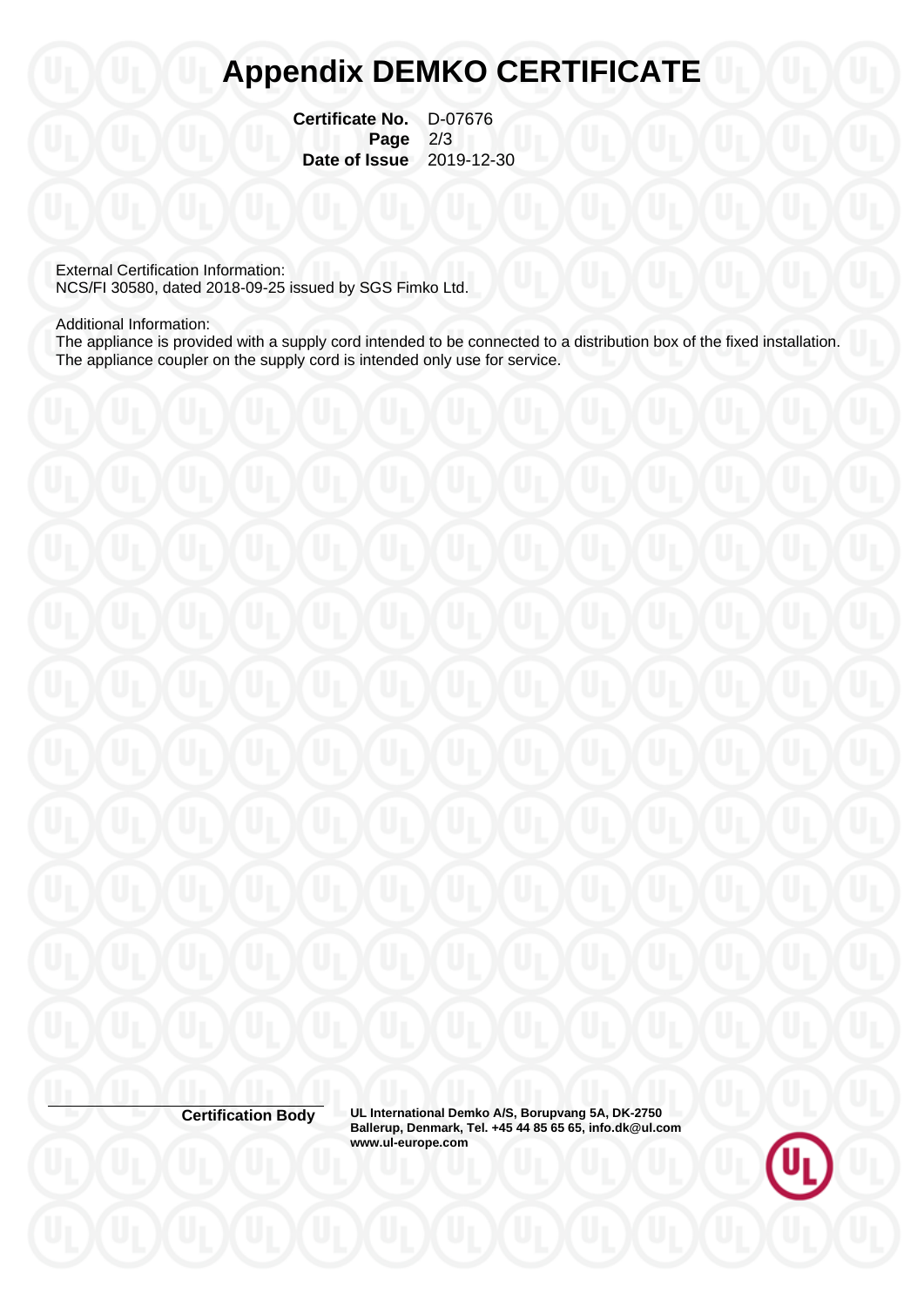# Appendix DEMKO CERTIFICATE

**Certificate No.** D-07676
**Page** 2/3
**Date of Issue** 2019-12-30

External Certification Information:
NCS/FI 30580, dated 2018-09-25 issued by SGS Fimko Ltd.

Additional Information:
The appliance is provided with a supply cord intended to be connected to a distribution box of the fixed installation. The appliance coupler on the supply cord is intended only use for service.

**Certification Body** **UL International Demko A/S, Borupvang 5A, DK-2750 Ballerup, Denmark, Tel. +45 44 85 65 65, info.dk@ul.com www.ul-europe.com**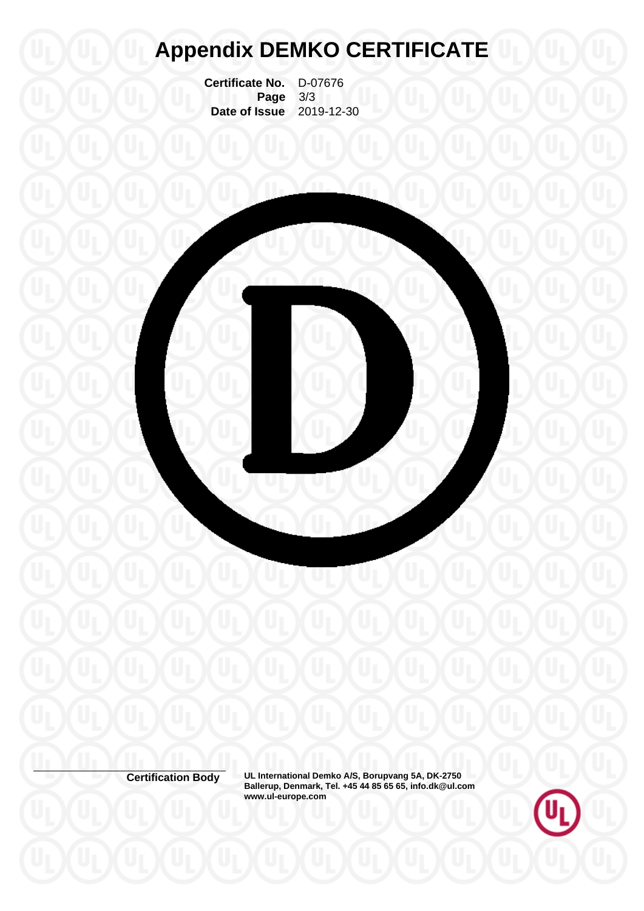# Appendix DEMKO CERTIFICATE

**Certificate No.** D-07676
**Page** 3/3
**Date of Issue** 2019-12-30

**Certification Body** UL International Demko A/S, Borupvang 5A, DK-2750 Ballerup, Denmark, Tel. +45 44 85 65 65, info.dk@ul.com www.ul-europe.com